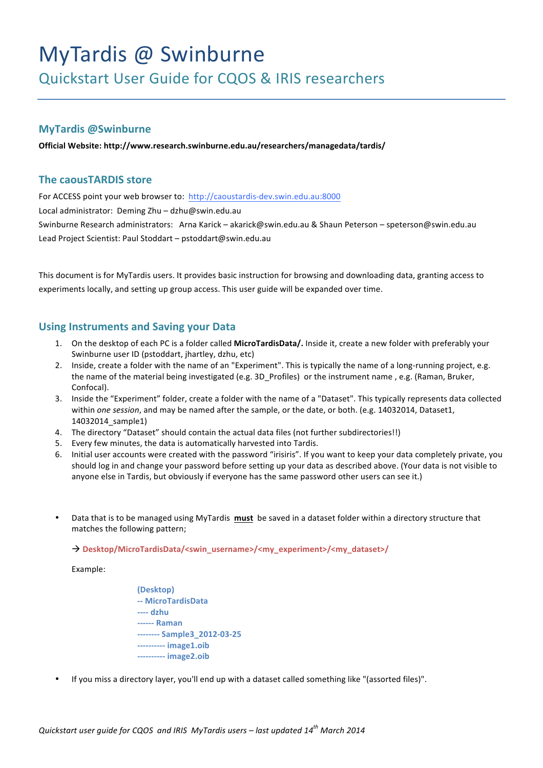# MyTardis @ Swinburne

## Quickstart User Guide for CQOS & IRIS researchers

### MyTardis @Swinburne

**Official Website: http://www.research.swinburne.edu.au/researchers/managedata/tardis/**

### The caousTARDIS store

For ACCESS point your web browser to: [http://caoustardis-dev.swin.edu.au:8000](http://caoustardis-dev.swin.edu.au:8000)

Local administrator: Deming Zhu – dzhu@swin.edu.au

Swinburne Research administrators: Arna Karick – akarick@swin.edu.au & Shaun Peterson – speterson@swin.edu.au

Lead Project Scientist: Paul Stoddart – pstoddart@swin.edu.au

This document is for MyTardis users. It provides basic instruction for browsing and downloading data, granting access to experiments locally, and setting up group access. This user guide will be expanded over time.

### Using Instruments and Saving your Data

1. On the desktop of each PC is a folder called **MicroTardisData/.** Inside it, create a new folder with preferably your Swinburne user ID (pstoddart, jhartley, dzhu, etc)
2. Inside, create a folder with the name of an "Experiment". This is typically the name of a long-running project, e.g. the name of the material being investigated (e.g. 3D_Profiles) or the instrument name , e.g. (Raman, Bruker, Confocal).
3. Inside the "Experiment" folder, create a folder with the name of a "Dataset". This typically represents data collected within *one session*, and may be named after the sample, or the date, or both. (e.g. 14032014, Dataset1, 14032014_sample1)
4. The directory "Dataset" should contain the actual data files (not further subdirectories!!)
5. Every few minutes, the data is automatically harvested into Tardis.
6. Initial user accounts were created with the password "irisiris". If you want to keep your data completely private, you should log in and change your password before setting up your data as described above. (Your data is not visible to anyone else in Tardis, but obviously if everyone has the same password other users can see it.)

- Data that is to be managed using MyTardis **must** be saved in a dataset folder within a directory structure that matches the following pattern;

  → **Desktop/MicroTardisData/<swin_username>/<my_experiment>/<my_dataset>/**

  Example:

  ```
  (Desktop)
  -- MicroTardisData
  ---- dzhu
  ------ Raman
  -------- Sample3_2012-03-25
  ---------- image1.oib
  ---------- image2.oib
  ```

- If you miss a directory layer, you'll end up with a dataset called something like "(assorted files)".

*Quickstart user guide for CQOS and IRIS MyTardis users – last updated 14th March 2014*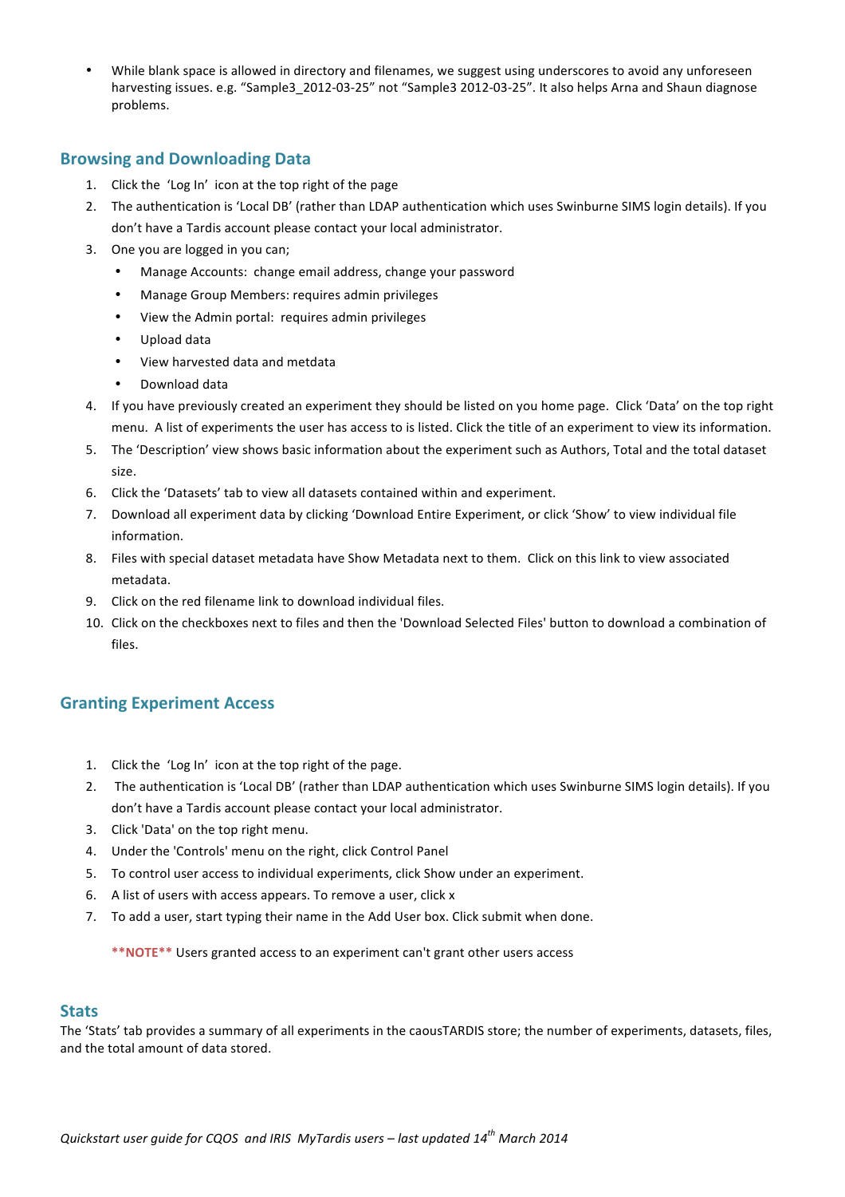- While blank space is allowed in directory and filenames, we suggest using underscores to avoid any unforeseen harvesting issues. e.g. “Sample3_2012-03-25” not “Sample3 2012-03-25”. It also helps Arna and Shaun diagnose problems.

## Browsing and Downloading Data

1. Click the ‘Log In’ icon at the top right of the page
2. The authentication is ‘Local DB’ (rather than LDAP authentication which uses Swinburne SIMS login details). If you don’t have a Tardis account please contact your local administrator.
3. One you are logged in you can;
   - Manage Accounts: change email address, change your password
   - Manage Group Members: requires admin privileges
   - View the Admin portal: requires admin privileges
   - Upload data
   - View harvested data and metdata
   - Download data
4. If you have previously created an experiment they should be listed on you home page. Click ‘Data’ on the top right menu. A list of experiments the user has access to is listed. Click the title of an experiment to view its information.
5. The ‘Description’ view shows basic information about the experiment such as Authors, Total and the total dataset size.
6. Click the ‘Datasets’ tab to view all datasets contained within and experiment.
7. Download all experiment data by clicking ‘Download Entire Experiment, or click ‘Show’ to view individual file information.
8. Files with special dataset metadata have Show Metadata next to them. Click on this link to view associated metadata.
9. Click on the red filename link to download individual files.
10. Click on the checkboxes next to files and then the 'Download Selected Files' button to download a combination of files.

## Granting Experiment Access

1. Click the ‘Log In’ icon at the top right of the page.
2. The authentication is ‘Local DB’ (rather than LDAP authentication which uses Swinburne SIMS login details). If you don’t have a Tardis account please contact your local administrator.
3. Click 'Data' on the top right menu.
4. Under the 'Controls' menu on the right, click Control Panel
5. To control user access to individual experiments, click Show under an experiment.
6. A list of users with access appears. To remove a user, click x
7. To add a user, start typing their name in the Add User box. Click submit when done.

   **\*\*NOTE\*\*** Users granted access to an experiment can't grant other users access

## Stats

The ‘Stats’ tab provides a summary of all experiments in the caousTARDIS store; the number of experiments, datasets, files, and the total amount of data stored.

*Quickstart user guide for CQOS and IRIS MyTardis users – last updated 14th March 2014*